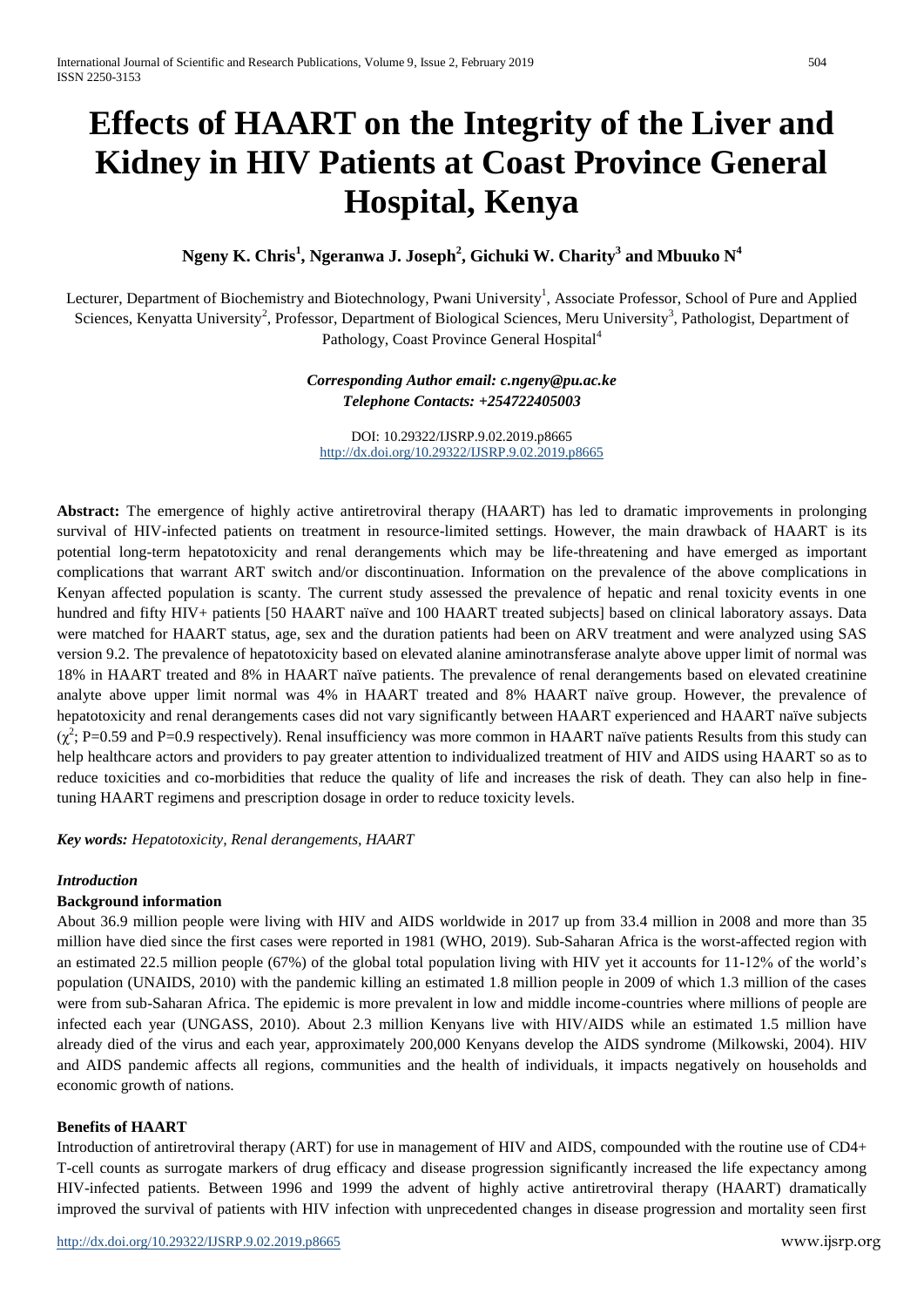# Effects of HAART on the Integrity of the Liver and Kidney in HIV Patients at Coast Province General Hospital, Kenya

**Ngeny K. Chris[1], Ngeranwa J. Joseph[2], Gichuki W. Charity[3] and Mbuuko N[4]**

Lecturer, Department of Biochemistry and Biotechnology, Pwani University[1], Associate Professor, School of Pure and Applied Sciences, Kenyatta University[2], Professor, Department of Biological Sciences, Meru University[3], Pathologist, Department of Pathology, Coast Province General Hospital[4]

***Corresponding Author email: c.ngeny@pu.ac.ke***
***Telephone Contacts: +254722405003***

DOI: 10.29322/IJSRP.9.02.2019.p8665
http://dx.doi.org/10.29322/IJSRP.9.02.2019.p8665

**Abstract:** The emergence of highly active antiretroviral therapy (HAART) has led to dramatic improvements in prolonging survival of HIV-infected patients on treatment in resource-limited settings. However, the main drawback of HAART is its potential long-term hepatotoxicity and renal derangements which may be life-threatening and have emerged as important complications that warrant ART switch and/or discontinuation. Information on the prevalence of the above complications in Kenyan affected population is scanty. The current study assessed the prevalence of hepatic and renal toxicity events in one hundred and fifty HIV+ patients [50 HAART naïve and 100 HAART treated subjects] based on clinical laboratory assays. Data were matched for HAART status, age, sex and the duration patients had been on ARV treatment and were analyzed using SAS version 9.2. The prevalence of hepatotoxicity based on elevated alanine aminotransferase analyte above upper limit of normal was 18% in HAART treated and 8% in HAART naïve patients. The prevalence of renal derangements based on elevated creatinine analyte above upper limit normal was 4% in HAART treated and 8% HAART naïve group. However, the prevalence of hepatotoxicity and renal derangements cases did not vary significantly between HAART experienced and HAART naïve subjects ($\chi^2$; P=0.59 and P=0.9 respectively). Renal insufficiency was more common in HAART naïve patients Results from this study can help healthcare actors and providers to pay greater attention to individualized treatment of HIV and AIDS using HAART so as to reduce toxicities and co-morbidities that reduce the quality of life and increases the risk of death. They can also help in fine-tuning HAART regimens and prescription dosage in order to reduce toxicity levels.

***Key words:*** *Hepatotoxicity, Renal derangements, HAART*

## *Introduction*

### Background information

About 36.9 million people were living with HIV and AIDS worldwide in 2017 up from 33.4 million in 2008 and more than 35 million have died since the first cases were reported in 1981 (WHO, 2019). Sub-Saharan Africa is the worst-affected region with an estimated 22.5 million people (67%) of the global total population living with HIV yet it accounts for 11-12% of the world's population (UNAIDS, 2010) with the pandemic killing an estimated 1.8 million people in 2009 of which 1.3 million of the cases were from sub-Saharan Africa. The epidemic is more prevalent in low and middle income-countries where millions of people are infected each year (UNGASS, 2010). About 2.3 million Kenyans live with HIV/AIDS while an estimated 1.5 million have already died of the virus and each year, approximately 200,000 Kenyans develop the AIDS syndrome (Milkowski, 2004). HIV and AIDS pandemic affects all regions, communities and the health of individuals, it impacts negatively on households and economic growth of nations.

### Benefits of HAART

Introduction of antiretroviral therapy (ART) for use in management of HIV and AIDS, compounded with the routine use of CD4+ T-cell counts as surrogate markers of drug efficacy and disease progression significantly increased the life expectancy among HIV-infected patients. Between 1996 and 1999 the advent of highly active antiretroviral therapy (HAART) dramatically improved the survival of patients with HIV infection with unprecedented changes in disease progression and mortality seen first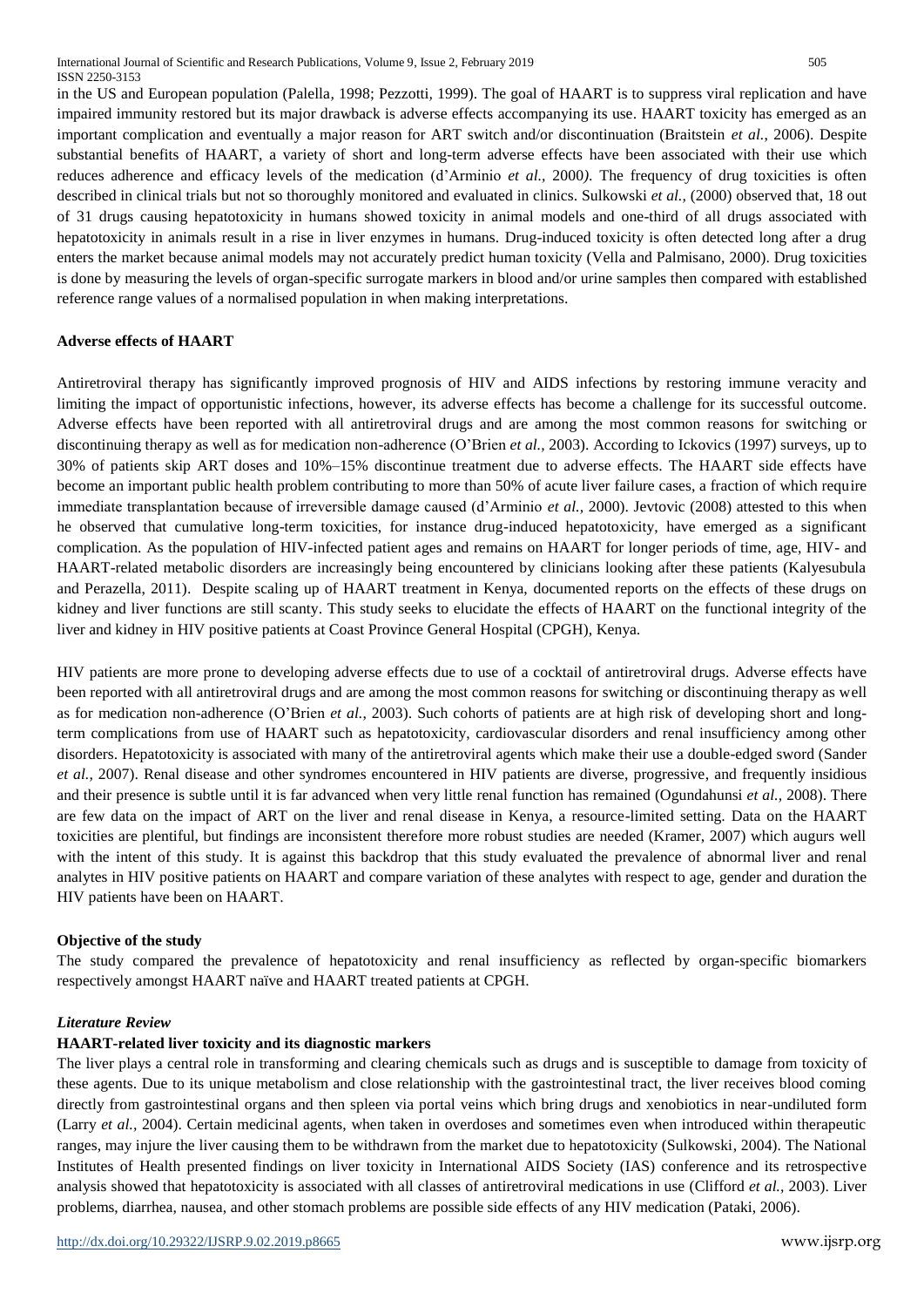in the US and European population (Palella, 1998; Pezzotti, 1999). The goal of HAART is to suppress viral replication and have impaired immunity restored but its major drawback is adverse effects accompanying its use. HAART toxicity has emerged as an important complication and eventually a major reason for ART switch and/or discontinuation (Braitstein *et al.,* 2006). Despite substantial benefits of HAART, a variety of short and long-term adverse effects have been associated with their use which reduces adherence and efficacy levels of the medication (d'Arminio *et al.,* 2000*).* The frequency of drug toxicities is often described in clinical trials but not so thoroughly monitored and evaluated in clinics. Sulkowski *et al.,* (2000) observed that, 18 out of 31 drugs causing hepatotoxicity in humans showed toxicity in animal models and one-third of all drugs associated with hepatotoxicity in animals result in a rise in liver enzymes in humans. Drug-induced toxicity is often detected long after a drug enters the market because animal models may not accurately predict human toxicity (Vella and Palmisano, 2000). Drug toxicities is done by measuring the levels of organ-specific surrogate markers in blood and/or urine samples then compared with established reference range values of a normalised population in when making interpretations.

**Adverse effects of HAART**

Antiretroviral therapy has significantly improved prognosis of HIV and AIDS infections by restoring immune veracity and limiting the impact of opportunistic infections, however, its adverse effects has become a challenge for its successful outcome. Adverse effects have been reported with all antiretroviral drugs and are among the most common reasons for switching or discontinuing therapy as well as for medication non-adherence (O'Brien *et al.,* 2003). According to Ickovics (1997) surveys, up to 30% of patients skip ART doses and 10%–15% discontinue treatment due to adverse effects. The HAART side effects have become an important public health problem contributing to more than 50% of acute liver failure cases, a fraction of which require immediate transplantation because of irreversible damage caused (d'Arminio *et al.,* 2000). Jevtovic (2008) attested to this when he observed that cumulative long-term toxicities, for instance drug-induced hepatotoxicity, have emerged as a significant complication. As the population of HIV-infected patient ages and remains on HAART for longer periods of time, age, HIV- and HAART-related metabolic disorders are increasingly being encountered by clinicians looking after these patients (Kalyesubula and Perazella, 2011). Despite scaling up of HAART treatment in Kenya, documented reports on the effects of these drugs on kidney and liver functions are still scanty. This study seeks to elucidate the effects of HAART on the functional integrity of the liver and kidney in HIV positive patients at Coast Province General Hospital (CPGH), Kenya.

HIV patients are more prone to developing adverse effects due to use of a cocktail of antiretroviral drugs. Adverse effects have been reported with all antiretroviral drugs and are among the most common reasons for switching or discontinuing therapy as well as for medication non-adherence (O'Brien *et al.,* 2003). Such cohorts of patients are at high risk of developing short and long-term complications from use of HAART such as hepatotoxicity, cardiovascular disorders and renal insufficiency among other disorders. Hepatotoxicity is associated with many of the antiretroviral agents which make their use a double-edged sword (Sander *et al.,* 2007). Renal disease and other syndromes encountered in HIV patients are diverse, progressive, and frequently insidious and their presence is subtle until it is far advanced when very little renal function has remained (Ogundahunsi *et al.,* 2008). There are few data on the impact of ART on the liver and renal disease in Kenya, a resource-limited setting. Data on the HAART toxicities are plentiful, but findings are inconsistent therefore more robust studies are needed (Kramer, 2007) which augurs well with the intent of this study. It is against this backdrop that this study evaluated the prevalence of abnormal liver and renal analytes in HIV positive patients on HAART and compare variation of these analytes with respect to age, gender and duration the HIV patients have been on HAART.

**Objective of the study**

The study compared the prevalence of hepatotoxicity and renal insufficiency as reflected by organ-specific biomarkers respectively amongst HAART naïve and HAART treated patients at CPGH.

***Literature Review***

**HAART-related liver toxicity and its diagnostic markers**

The liver plays a central role in transforming and clearing chemicals such as drugs and is susceptible to damage from toxicity of these agents. Due to its unique metabolism and close relationship with the gastrointestinal tract, the liver receives blood coming directly from gastrointestinal organs and then spleen via portal veins which bring drugs and xenobiotics in near-undiluted form (Larry *et al.,* 2004). Certain medicinal agents, when taken in overdoses and sometimes even when introduced within therapeutic ranges, may injure the liver causing them to be withdrawn from the market due to hepatotoxicity (Sulkowski, 2004). The National Institutes of Health presented findings on liver toxicity in International AIDS Society (IAS) conference and its retrospective analysis showed that hepatotoxicity is associated with all classes of antiretroviral medications in use (Clifford *et al.,* 2003). Liver problems, diarrhea, nausea, and other stomach problems are possible side effects of any HIV medication (Pataki, 2006).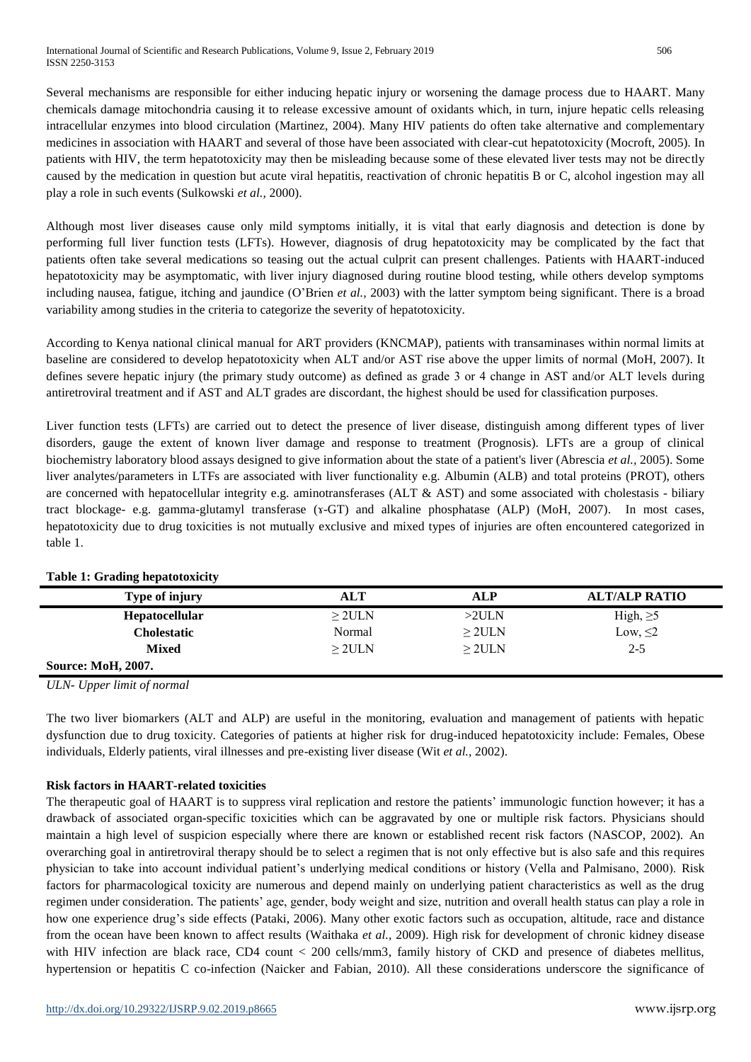Several mechanisms are responsible for either inducing hepatic injury or worsening the damage process due to HAART. Many chemicals damage mitochondria causing it to release excessive amount of oxidants which, in turn, injure hepatic cells releasing intracellular enzymes into blood circulation (Martinez, 2004). Many HIV patients do often take alternative and complementary medicines in association with HAART and several of those have been associated with clear-cut hepatotoxicity (Mocroft, 2005). In patients with HIV, the term hepatotoxicity may then be misleading because some of these elevated liver tests may not be directly caused by the medication in question but acute viral hepatitis, reactivation of chronic hepatitis B or C, alcohol ingestion may all play a role in such events (Sulkowski *et al.*, 2000).

Although most liver diseases cause only mild symptoms initially, it is vital that early diagnosis and detection is done by performing full liver function tests (LFTs). However, diagnosis of drug hepatotoxicity may be complicated by the fact that patients often take several medications so teasing out the actual culprit can present challenges. Patients with HAART-induced hepatotoxicity may be asymptomatic, with liver injury diagnosed during routine blood testing, while others develop symptoms including nausea, fatigue, itching and jaundice (O'Brien *et al.*, 2003) with the latter symptom being significant. There is a broad variability among studies in the criteria to categorize the severity of hepatotoxicity.

According to Kenya national clinical manual for ART providers (KNCMAP), patients with transaminases within normal limits at baseline are considered to develop hepatotoxicity when ALT and/or AST rise above the upper limits of normal (MoH, 2007). It defines severe hepatic injury (the primary study outcome) as defined as grade 3 or 4 change in AST and/or ALT levels during antiretroviral treatment and if AST and ALT grades are discordant, the highest should be used for classification purposes.

Liver function tests (LFTs) are carried out to detect the presence of liver disease, distinguish among different types of liver disorders, gauge the extent of known liver damage and response to treatment (Prognosis). LFTs are a group of clinical biochemistry laboratory blood assays designed to give information about the state of a patient's liver (Abrescia *et al.*, 2005). Some liver analytes/parameters in LTFs are associated with liver functionality e.g. Albumin (ALB) and total proteins (PROT), others are concerned with hepatocellular integrity e.g. aminotransferases (ALT & AST) and some associated with cholestasis - biliary tract blockage- e.g. gamma-glutamyl transferase (ɤ-GT) and alkaline phosphatase (ALP) (MoH, 2007). In most cases, hepatotoxicity due to drug toxicities is not mutually exclusive and mixed types of injuries are often encountered categorized in table 1.

**Table 1: Grading hepatotoxicity**

| Type of injury | ALT | ALP | ALT/ALP RATIO |
|---|---|---|---|
| **Hepatocellular** | $\geq$ 2ULN | >2ULN | High, $\geq$5 |
| **Cholestatic** | Normal | $\geq$ 2ULN | Low, $\leq$2 |
| **Mixed** | $\geq$ 2ULN | $\geq$ 2ULN | 2-5 |

**Source: MoH, 2007.**

*ULN- Upper limit of normal*

The two liver biomarkers (ALT and ALP) are useful in the monitoring, evaluation and management of patients with hepatic dysfunction due to drug toxicity. Categories of patients at higher risk for drug-induced hepatotoxicity include: Females, Obese individuals, Elderly patients, viral illnesses and pre-existing liver disease (Wit *et al.*, 2002).

**Risk factors in HAART-related toxicities**

The therapeutic goal of HAART is to suppress viral replication and restore the patients' immunologic function however; it has a drawback of associated organ-specific toxicities which can be aggravated by one or multiple risk factors. Physicians should maintain a high level of suspicion especially where there are known or established recent risk factors (NASCOP, 2002). An overarching goal in antiretroviral therapy should be to select a regimen that is not only effective but is also safe and this requires physician to take into account individual patient's underlying medical conditions or history (Vella and Palmisano, 2000). Risk factors for pharmacological toxicity are numerous and depend mainly on underlying patient characteristics as well as the drug regimen under consideration. The patients' age, gender, body weight and size, nutrition and overall health status can play a role in how one experience drug's side effects (Pataki, 2006). Many other exotic factors such as occupation, altitude, race and distance from the ocean have been known to affect results (Waithaka *et al.*, 2009). High risk for development of chronic kidney disease with HIV infection are black race, CD4 count < 200 cells/mm3, family history of CKD and presence of diabetes mellitus, hypertension or hepatitis C co-infection (Naicker and Fabian, 2010). All these considerations underscore the significance of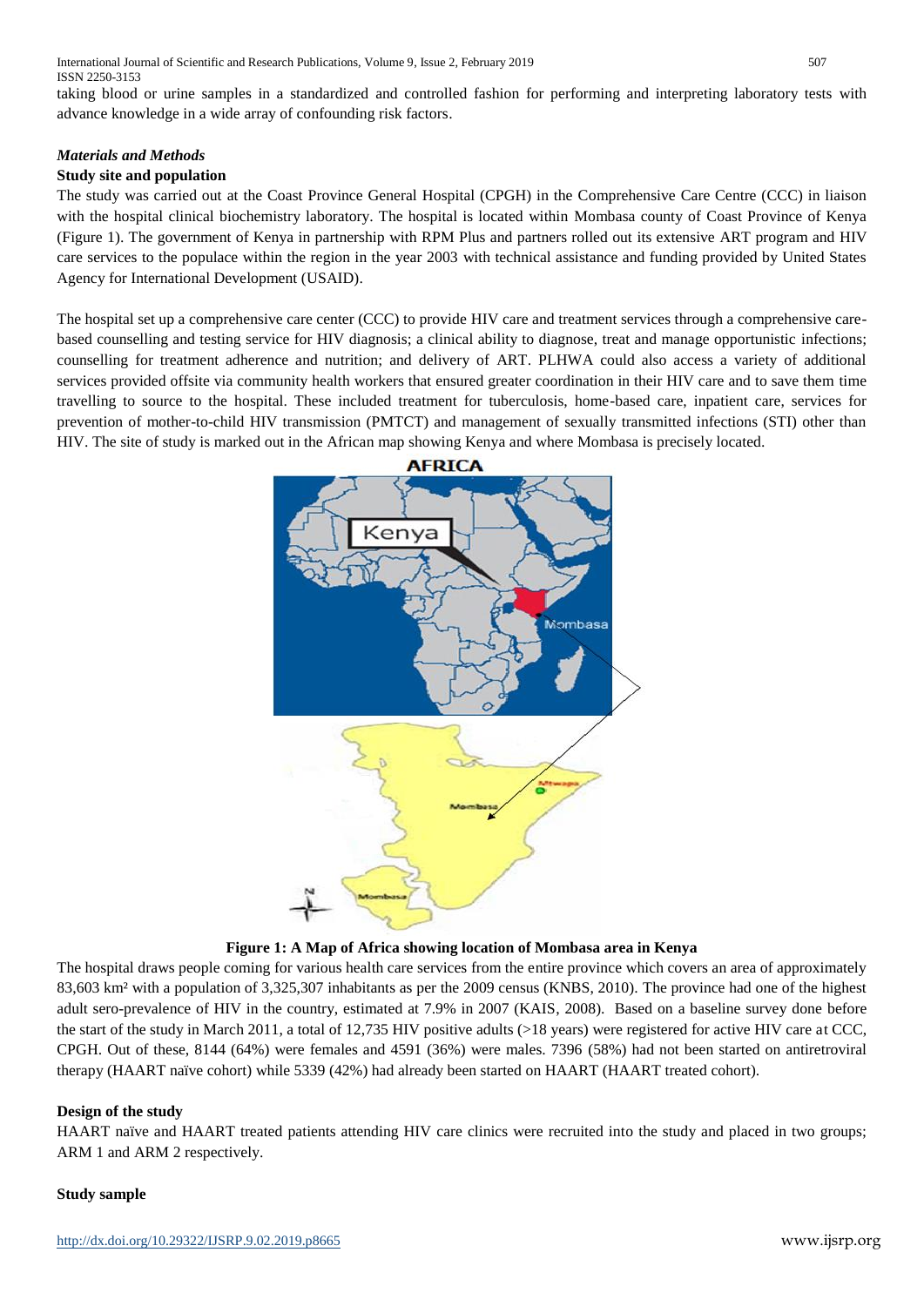taking blood or urine samples in a standardized and controlled fashion for performing and interpreting laboratory tests with advance knowledge in a wide array of confounding risk factors.

### *Materials and Methods*

**Study site and population**

The study was carried out at the Coast Province General Hospital (CPGH) in the Comprehensive Care Centre (CCC) in liaison with the hospital clinical biochemistry laboratory. The hospital is located within Mombasa county of Coast Province of Kenya (Figure 1). The government of Kenya in partnership with RPM Plus and partners rolled out its extensive ART program and HIV care services to the populace within the region in the year 2003 with technical assistance and funding provided by United States Agency for International Development (USAID).

The hospital set up a comprehensive care center (CCC) to provide HIV care and treatment services through a comprehensive care-based counselling and testing service for HIV diagnosis; a clinical ability to diagnose, treat and manage opportunistic infections; counselling for treatment adherence and nutrition; and delivery of ART. PLHWA could also access a variety of additional services provided offsite via community health workers that ensured greater coordination in their HIV care and to save them time travelling to source to the hospital. These included treatment for tuberculosis, home-based care, inpatient care, services for prevention of mother-to-child HIV transmission (PMTCT) and management of sexually transmitted infections (STI) other than HIV. The site of study is marked out in the African map showing Kenya and where Mombasa is precisely located.

AFRICA

Kenya

Mombasa

**Figure 1: A Map of Africa showing location of Mombasa area in Kenya**

The hospital draws people coming for various health care services from the entire province which covers an area of approximately 83,603 km² with a population of 3,325,307 inhabitants as per the 2009 census (KNBS, 2010). The province had one of the highest adult sero-prevalence of HIV in the country, estimated at 7.9% in 2007 (KAIS, 2008). Based on a baseline survey done before the start of the study in March 2011, a total of 12,735 HIV positive adults (>18 years) were registered for active HIV care at CCC, CPGH. Out of these, 8144 (64%) were females and 4591 (36%) were males. 7396 (58%) had not been started on antiretroviral therapy (HAART naïve cohort) while 5339 (42%) had already been started on HAART (HAART treated cohort).

**Design of the study**

HAART naïve and HAART treated patients attending HIV care clinics were recruited into the study and placed in two groups; ARM 1 and ARM 2 respectively.

**Study sample**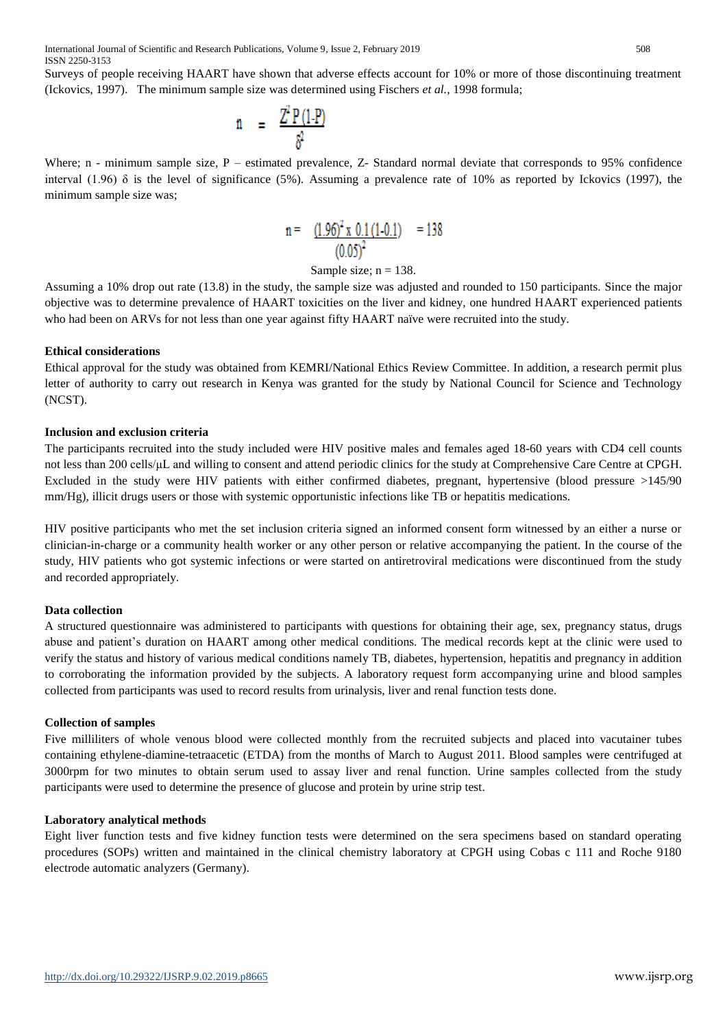Surveys of people receiving HAART have shown that adverse effects account for 10% or more of those discontinuing treatment (Ickovics, 1997). The minimum sample size was determined using Fischers *et al.,* 1998 formula;

$$n = \frac{Z^2 P(1-P)}{\delta^2}$$

Where; n - minimum sample size, P – estimated prevalence, Z- Standard normal deviate that corresponds to 95% confidence interval (1.96) δ is the level of significance (5%). Assuming a prevalence rate of 10% as reported by Ickovics (1997), the minimum sample size was;

$$n = \frac{(1.96)^2 \times 0.1(1-0.1)}{(0.05)^2} = 138$$

Sample size; n = 138.

Assuming a 10% drop out rate (13.8) in the study, the sample size was adjusted and rounded to 150 participants. Since the major objective was to determine prevalence of HAART toxicities on the liver and kidney, one hundred HAART experienced patients who had been on ARVs for not less than one year against fifty HAART naïve were recruited into the study.

**Ethical considerations**

Ethical approval for the study was obtained from KEMRI/National Ethics Review Committee. In addition, a research permit plus letter of authority to carry out research in Kenya was granted for the study by National Council for Science and Technology (NCST).

**Inclusion and exclusion criteria**

The participants recruited into the study included were HIV positive males and females aged 18-60 years with CD4 cell counts not less than 200 cells/µL and willing to consent and attend periodic clinics for the study at Comprehensive Care Centre at CPGH. Excluded in the study were HIV patients with either confirmed diabetes, pregnant, hypertensive (blood pressure >145/90 mm/Hg), illicit drugs users or those with systemic opportunistic infections like TB or hepatitis medications.

HIV positive participants who met the set inclusion criteria signed an informed consent form witnessed by an either a nurse or clinician-in-charge or a community health worker or any other person or relative accompanying the patient. In the course of the study, HIV patients who got systemic infections or were started on antiretroviral medications were discontinued from the study and recorded appropriately.

**Data collection**

A structured questionnaire was administered to participants with questions for obtaining their age, sex, pregnancy status, drugs abuse and patient's duration on HAART among other medical conditions. The medical records kept at the clinic were used to verify the status and history of various medical conditions namely TB, diabetes, hypertension, hepatitis and pregnancy in addition to corroborating the information provided by the subjects. A laboratory request form accompanying urine and blood samples collected from participants was used to record results from urinalysis, liver and renal function tests done.

**Collection of samples**

Five milliliters of whole venous blood were collected monthly from the recruited subjects and placed into vacutainer tubes containing ethylene-diamine-tetraacetic (ETDA) from the months of March to August 2011. Blood samples were centrifuged at 3000rpm for two minutes to obtain serum used to assay liver and renal function. Urine samples collected from the study participants were used to determine the presence of glucose and protein by urine strip test.

**Laboratory analytical methods**

Eight liver function tests and five kidney function tests were determined on the sera specimens based on standard operating procedures (SOPs) written and maintained in the clinical chemistry laboratory at CPGH using Cobas c 111 and Roche 9180 electrode automatic analyzers (Germany).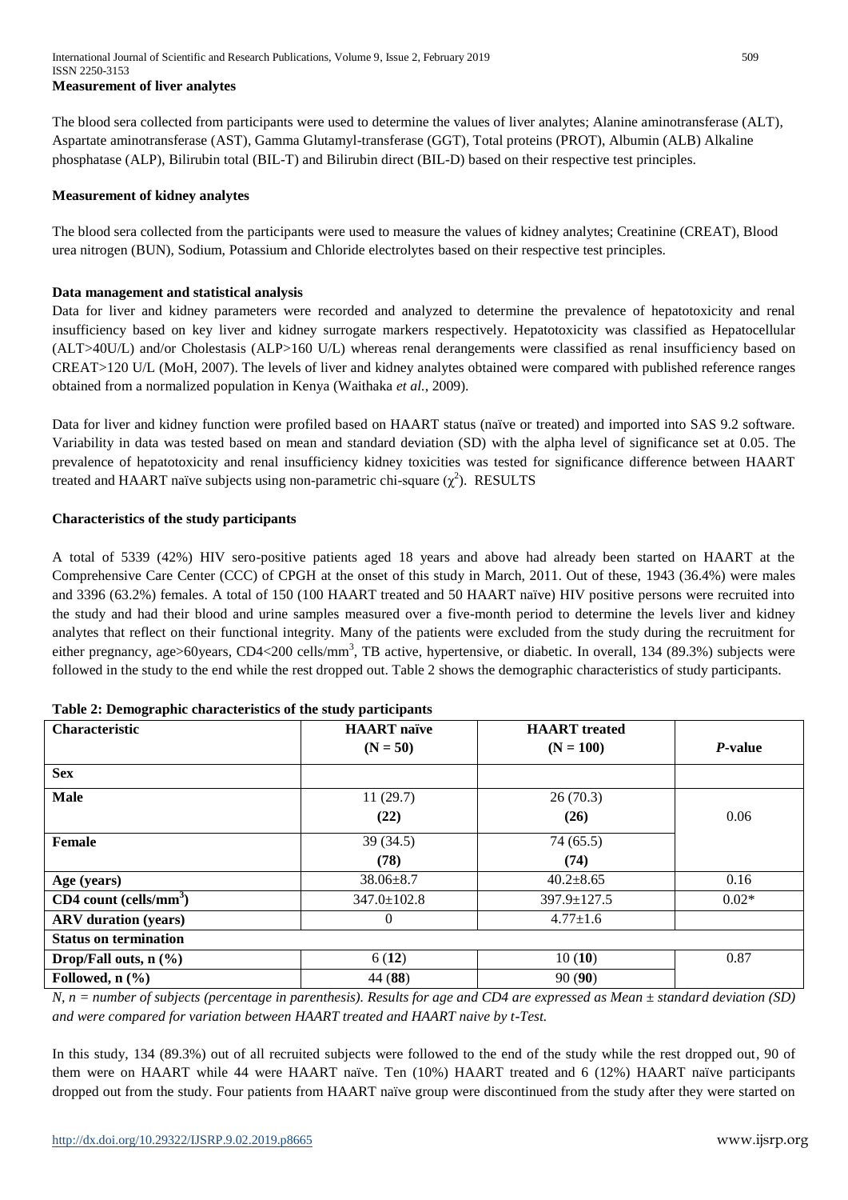**Measurement of liver analytes**

The blood sera collected from participants were used to determine the values of liver analytes; Alanine aminotransferase (ALT), Aspartate aminotransferase (AST), Gamma Glutamyl-transferase (GGT), Total proteins (PROT), Albumin (ALB) Alkaline phosphatase (ALP), Bilirubin total (BIL-T) and Bilirubin direct (BIL-D) based on their respective test principles.

**Measurement of kidney analytes**

The blood sera collected from the participants were used to measure the values of kidney analytes; Creatinine (CREAT), Blood urea nitrogen (BUN), Sodium, Potassium and Chloride electrolytes based on their respective test principles.

**Data management and statistical analysis**

Data for liver and kidney parameters were recorded and analyzed to determine the prevalence of hepatotoxicity and renal insufficiency based on key liver and kidney surrogate markers respectively. Hepatotoxicity was classified as Hepatocellular (ALT>40U/L) and/or Cholestasis (ALP>160 U/L) whereas renal derangements were classified as renal insufficiency based on CREAT>120 U/L (MoH, 2007). The levels of liver and kidney analytes obtained were compared with published reference ranges obtained from a normalized population in Kenya (Waithaka *et al.*, 2009).

Data for liver and kidney function were profiled based on HAART status (naïve or treated) and imported into SAS 9.2 software. Variability in data was tested based on mean and standard deviation (SD) with the alpha level of significance set at 0.05. The prevalence of hepatotoxicity and renal insufficiency kidney toxicities was tested for significance difference between HAART treated and HAART naïve subjects using non-parametric chi-square ($\chi^2$). RESULTS

**Characteristics of the study participants**

A total of 5339 (42%) HIV sero-positive patients aged 18 years and above had already been started on HAART at the Comprehensive Care Center (CCC) of CPGH at the onset of this study in March, 2011. Out of these, 1943 (36.4%) were males and 3396 (63.2%) females. A total of 150 (100 HAART treated and 50 HAART naïve) HIV positive persons were recruited into the study and had their blood and urine samples measured over a five-month period to determine the levels liver and kidney analytes that reflect on their functional integrity. Many of the patients were excluded from the study during the recruitment for either pregnancy, age>60years, CD4<200 cells/mm$^3$, TB active, hypertensive, or diabetic. In overall, 134 (89.3%) subjects were followed in the study to the end while the rest dropped out. Table 2 shows the demographic characteristics of study participants.

**Table 2: Demographic characteristics of the study participants**

| Characteristic | HAART naïve (N = 50) | HAART treated (N = 100) | *P*-value |
|---|---|---|---|
| **Sex** | | | |
| **Male** | 11 (29.7) **(22)** | 26 (70.3) **(26)** | 0.06 |
| **Female** | 39 (34.5) **(78)** | 74 (65.5) **(74)** | |
| **Age (years)** | 38.06±8.7 | 40.2±8.65 | 0.16 |
| **CD4 count (cells/mm$^3$)** | 347.0±102.8 | 397.9±127.5 | 0.02* |
| **ARV duration (years)** | 0 | 4.77±1.6 | |
| **Status on termination** | | | |
| **Drop/Fall outs, n (%)** | 6 (**12**) | 10 (**10**) | 0.87 |
| **Followed, n (%)** | 44 (**88**) | 90 (**90**) | |

*N, n = number of subjects (percentage in parenthesis). Results for age and CD4 are expressed as Mean ± standard deviation (SD) and were compared for variation between HAART treated and HAART naive by t-Test.*

In this study, 134 (89.3%) out of all recruited subjects were followed to the end of the study while the rest dropped out, 90 of them were on HAART while 44 were HAART naïve. Ten (10%) HAART treated and 6 (12%) HAART naïve participants dropped out from the study. Four patients from HAART naïve group were discontinued from the study after they were started on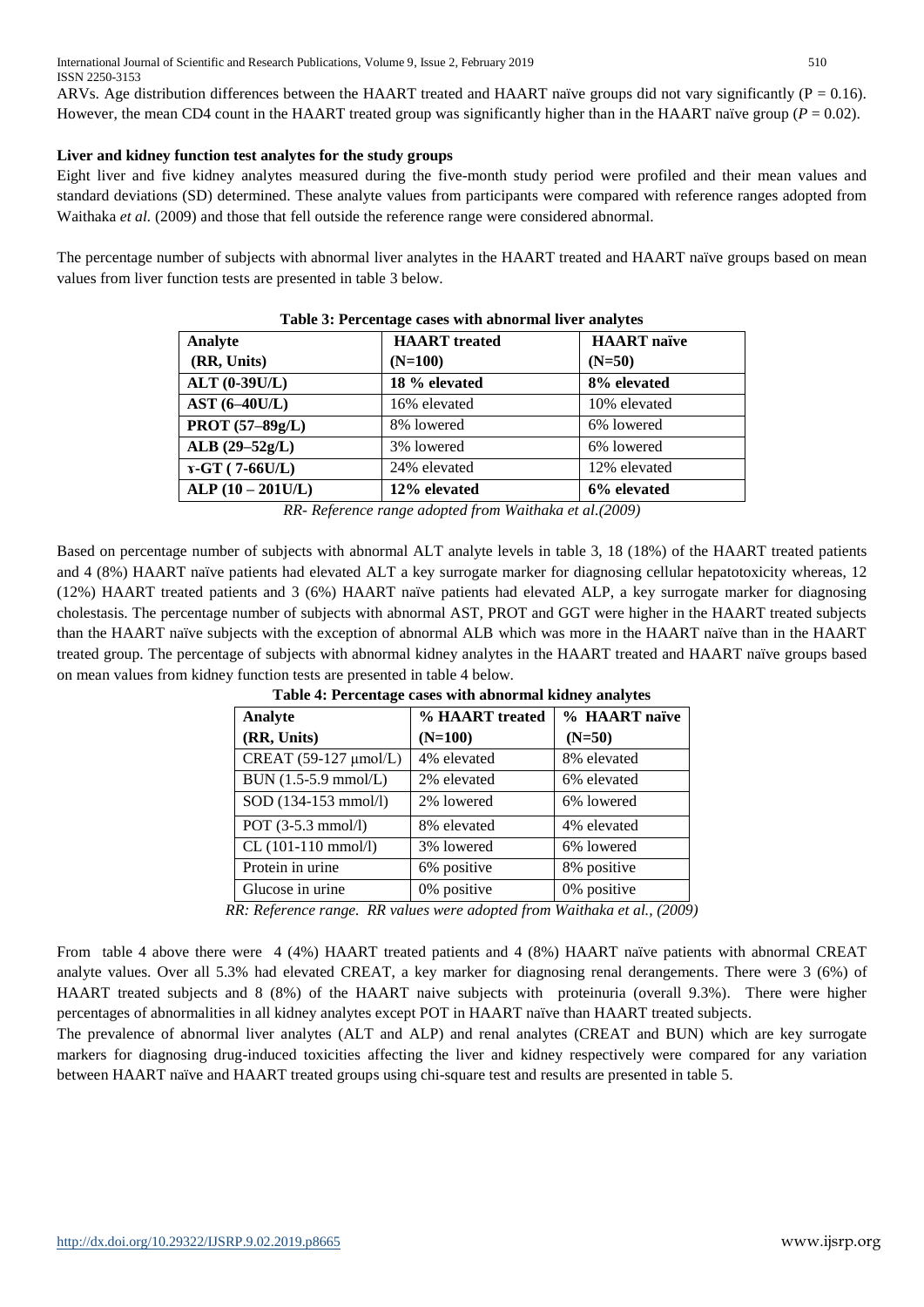ARVs. Age distribution differences between the HAART treated and HAART naïve groups did not vary significantly (P = 0.16). However, the mean CD4 count in the HAART treated group was significantly higher than in the HAART naïve group (*P* = 0.02).

**Liver and kidney function test analytes for the study groups**

Eight liver and five kidney analytes measured during the five-month study period were profiled and their mean values and standard deviations (SD) determined. These analyte values from participants were compared with reference ranges adopted from Waithaka *et al.* (2009) and those that fell outside the reference range were considered abnormal.

The percentage number of subjects with abnormal liver analytes in the HAART treated and HAART naïve groups based on mean values from liver function tests are presented in table 3 below.

**Table 3: Percentage cases with abnormal liver analytes**

| Analyte (RR, Units) | HAART treated (N=100) | HAART naïve (N=50) |
|---|---|---|
| **ALT (0-39U/L)** | **18 % elevated** | **8% elevated** |
| **AST (6–40U/L)** | 16% elevated | 10% elevated |
| **PROT (57–89g/L)** | 8% lowered | 6% lowered |
| **ALB (29–52g/L)** | 3% lowered | 6% lowered |
| **ɤ-GT ( 7-66U/L)** | 24% elevated | 12% elevated |
| **ALP (10 – 201U/L)** | **12% elevated** | **6% elevated** |

*RR- Reference range adopted from Waithaka et al.(2009)*

Based on percentage number of subjects with abnormal ALT analyte levels in table 3, 18 (18%) of the HAART treated patients and 4 (8%) HAART naïve patients had elevated ALT a key surrogate marker for diagnosing cellular hepatotoxicity whereas, 12 (12%) HAART treated patients and 3 (6%) HAART naïve patients had elevated ALP, a key surrogate marker for diagnosing cholestasis. The percentage number of subjects with abnormal AST, PROT and GGT were higher in the HAART treated subjects than the HAART naïve subjects with the exception of abnormal ALB which was more in the HAART naïve than in the HAART treated group. The percentage of subjects with abnormal kidney analytes in the HAART treated and HAART naïve groups based on mean values from kidney function tests are presented in table 4 below.

**Table 4: Percentage cases with abnormal kidney analytes**

| Analyte (RR, Units) | % HAART treated (N=100) | % HAART naïve (N=50) |
|---|---|---|
| CREAT (59-127 µmol/L) | 4% elevated | 8% elevated |
| BUN (1.5-5.9 mmol/L) | 2% elevated | 6% elevated |
| SOD (134-153 mmol/l) | 2% lowered | 6% lowered |
| POT (3-5.3 mmol/l) | 8% elevated | 4% elevated |
| CL (101-110 mmol/l) | 3% lowered | 6% lowered |
| Protein in urine | 6% positive | 8% positive |
| Glucose in urine | 0% positive | 0% positive |

*RR: Reference range. RR values were adopted from Waithaka et al., (2009)*

From table 4 above there were 4 (4%) HAART treated patients and 4 (8%) HAART naïve patients with abnormal CREAT analyte values. Over all 5.3% had elevated CREAT, a key marker for diagnosing renal derangements. There were 3 (6%) of HAART treated subjects and 8 (8%) of the HAART naive subjects with proteinuria (overall 9.3%). There were higher percentages of abnormalities in all kidney analytes except POT in HAART naïve than HAART treated subjects.

The prevalence of abnormal liver analytes (ALT and ALP) and renal analytes (CREAT and BUN) which are key surrogate markers for diagnosing drug-induced toxicities affecting the liver and kidney respectively were compared for any variation between HAART naïve and HAART treated groups using chi-square test and results are presented in table 5.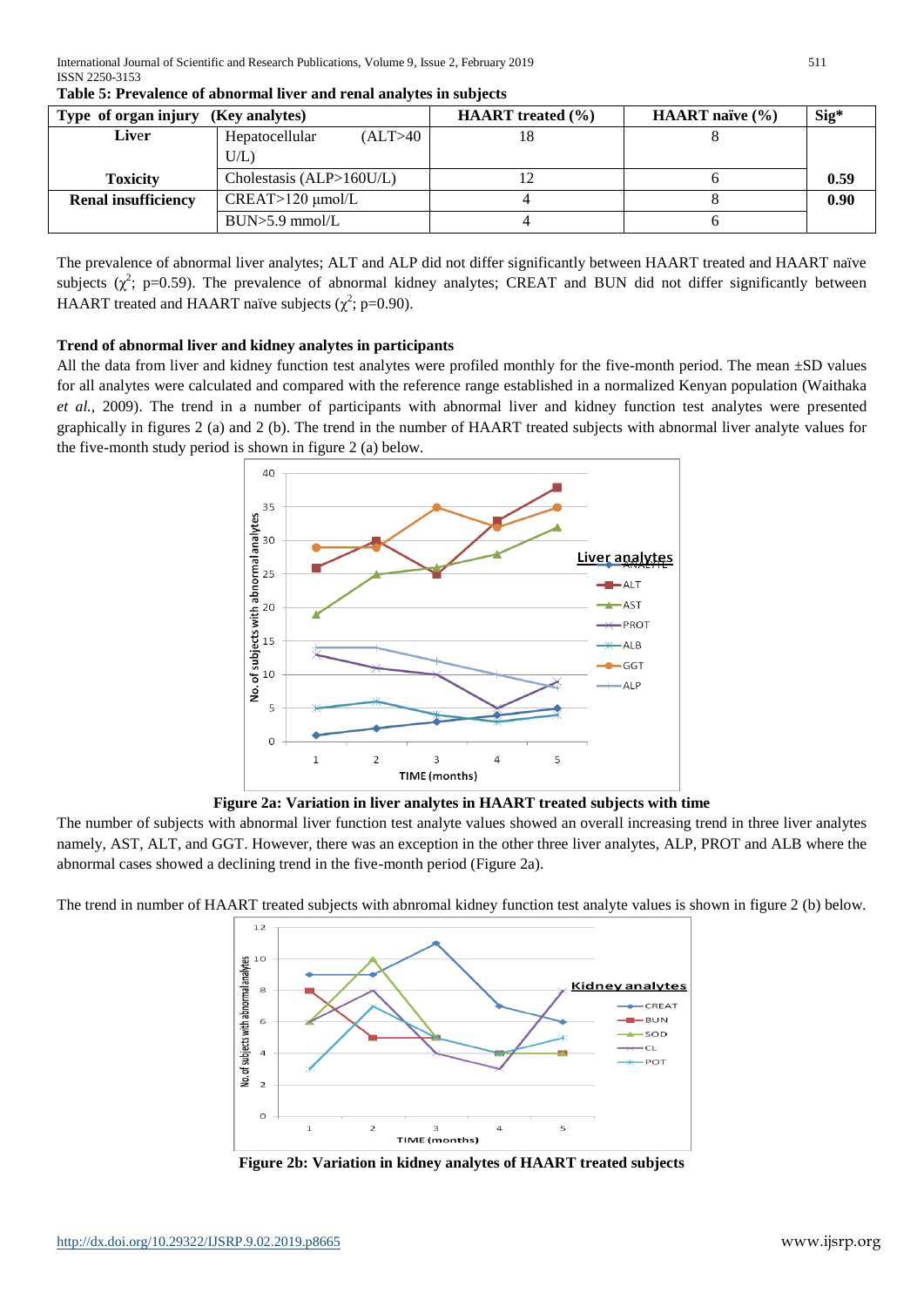**Table 5: Prevalence of abnormal liver and renal analytes in subjects**

| Type of organ injury | (Key analytes) | HAART treated (%) | HAART naïve (%) | Sig* |
|---|---|---|---|---|
| Liver | Hepatocellular (ALT>40 U/L) | 18 | 8 | |
| Toxicity | Cholestasis (ALP>160U/L) | 12 | 6 | **0.59** |
| Renal insufficiency | CREAT>120 µmol/L | 4 | 8 | **0.90** |
| | BUN>5.9 mmol/L | 4 | 6 | |

The prevalence of abnormal liver analytes; ALT and ALP did not differ significantly between HAART treated and HAART naïve subjects ($\chi^2$; p=0.59). The prevalence of abnormal kidney analytes; CREAT and BUN did not differ significantly between HAART treated and HAART naïve subjects ($\chi^2$; p=0.90).

### Trend of abnormal liver and kidney analytes in participants

All the data from liver and kidney function test analytes were profiled monthly for the five-month period. The mean ±SD values for all analytes were calculated and compared with the reference range established in a normalized Kenyan population (Waithaka *et al.,* 2009). The trend in a number of participants with abnormal liver and kidney function test analytes were presented graphically in figures 2 (a) and 2 (b). The trend in the number of HAART treated subjects with abnormal liver analyte values for the five-month study period is shown in figure 2 (a) below.

No. of subjects with abnormal analytes
0
5
10
15
20
25
30
35
40
TIME (months)
1
2
3
4
5
Liver analytes
ANALYTE
ALT
AST
PROT
ALB
GGT
ALP

**Figure 2a: Variation in liver analytes in HAART treated subjects with time**

The number of subjects with abnormal liver function test analyte values showed an overall increasing trend in three liver analytes namely, AST, ALT, and GGT. However, there was an exception in the other three liver analytes, ALP, PROT and ALB where the abnormal cases showed a declining trend in the five-month period (Figure 2a).

The trend in number of HAART treated subjects with abnromal kidney function test analyte values is shown in figure 2 (b) below.

No. of subjects with abnormal analytes
0
2
4
6
8
10
12
TIME (months)
1
2
3
4
5
Kidney analytes
CREAT
BUN
SOD
CL
POT

**Figure 2b: Variation in kidney analytes of HAART treated subjects**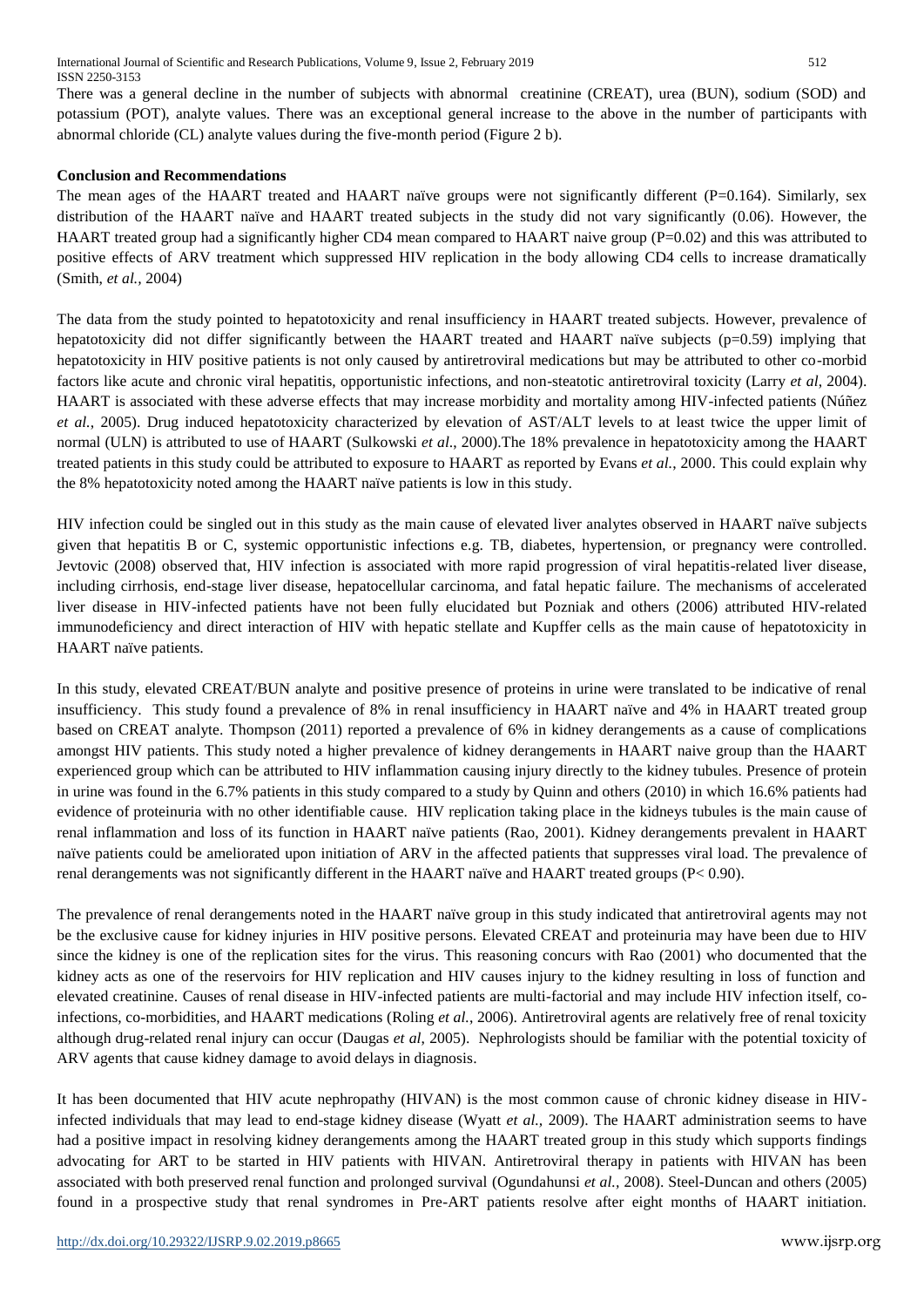There was a general decline in the number of subjects with abnormal creatinine (CREAT), urea (BUN), sodium (SOD) and potassium (POT), analyte values. There was an exceptional general increase to the above in the number of participants with abnormal chloride (CL) analyte values during the five-month period (Figure 2 b).

**Conclusion and Recommendations**

The mean ages of the HAART treated and HAART naïve groups were not significantly different (P=0.164). Similarly, sex distribution of the HAART naïve and HAART treated subjects in the study did not vary significantly (0.06). However, the HAART treated group had a significantly higher CD4 mean compared to HAART naive group (P=0.02) and this was attributed to positive effects of ARV treatment which suppressed HIV replication in the body allowing CD4 cells to increase dramatically (Smith, *et al.,* 2004)

The data from the study pointed to hepatotoxicity and renal insufficiency in HAART treated subjects. However, prevalence of hepatotoxicity did not differ significantly between the HAART treated and HAART naïve subjects (p=0.59) implying that hepatotoxicity in HIV positive patients is not only caused by antiretroviral medications but may be attributed to other co-morbid factors like acute and chronic viral hepatitis, opportunistic infections, and non-steatotic antiretroviral toxicity (Larry *et al*, 2004). HAART is associated with these adverse effects that may increase morbidity and mortality among HIV-infected patients (Núñez *et al.,* 2005). Drug induced hepatotoxicity characterized by elevation of AST/ALT levels to at least twice the upper limit of normal (ULN) is attributed to use of HAART (Sulkowski *et al*., 2000).The 18% prevalence in hepatotoxicity among the HAART treated patients in this study could be attributed to exposure to HAART as reported by Evans *et al.*, 2000. This could explain why the 8% hepatotoxicity noted among the HAART naïve patients is low in this study.

HIV infection could be singled out in this study as the main cause of elevated liver analytes observed in HAART naïve subjects given that hepatitis B or C, systemic opportunistic infections e.g. TB, diabetes, hypertension, or pregnancy were controlled. Jevtovic (2008) observed that, HIV infection is associated with more rapid progression of viral hepatitis-related liver disease, including cirrhosis, end-stage liver disease, hepatocellular carcinoma, and fatal hepatic failure. The mechanisms of accelerated liver disease in HIV-infected patients have not been fully elucidated but Pozniak and others (2006) attributed HIV-related immunodeficiency and direct interaction of HIV with hepatic stellate and Kupffer cells as the main cause of hepatotoxicity in HAART naïve patients.

In this study, elevated CREAT/BUN analyte and positive presence of proteins in urine were translated to be indicative of renal insufficiency. This study found a prevalence of 8% in renal insufficiency in HAART naïve and 4% in HAART treated group based on CREAT analyte. Thompson (2011) reported a prevalence of 6% in kidney derangements as a cause of complications amongst HIV patients. This study noted a higher prevalence of kidney derangements in HAART naive group than the HAART experienced group which can be attributed to HIV inflammation causing injury directly to the kidney tubules. Presence of protein in urine was found in the 6.7% patients in this study compared to a study by Quinn and others (2010) in which 16.6% patients had evidence of proteinuria with no other identifiable cause. HIV replication taking place in the kidneys tubules is the main cause of renal inflammation and loss of its function in HAART naïve patients (Rao, 2001). Kidney derangements prevalent in HAART naïve patients could be ameliorated upon initiation of ARV in the affected patients that suppresses viral load. The prevalence of renal derangements was not significantly different in the HAART naïve and HAART treated groups (P< 0.90).

The prevalence of renal derangements noted in the HAART naïve group in this study indicated that antiretroviral agents may not be the exclusive cause for kidney injuries in HIV positive persons. Elevated CREAT and proteinuria may have been due to HIV since the kidney is one of the replication sites for the virus. This reasoning concurs with Rao (2001) who documented that the kidney acts as one of the reservoirs for HIV replication and HIV causes injury to the kidney resulting in loss of function and elevated creatinine. Causes of renal disease in HIV-infected patients are multi-factorial and may include HIV infection itself, co-infections, co-morbidities, and HAART medications (Roling *et al.*, 2006). Antiretroviral agents are relatively free of renal toxicity although drug-related renal injury can occur (Daugas *et al*, 2005). Nephrologists should be familiar with the potential toxicity of ARV agents that cause kidney damage to avoid delays in diagnosis.

It has been documented that HIV acute nephropathy (HIVAN) is the most common cause of chronic kidney disease in HIV-infected individuals that may lead to end-stage kidney disease (Wyatt *et al.*, 2009). The HAART administration seems to have had a positive impact in resolving kidney derangements among the HAART treated group in this study which supports findings advocating for ART to be started in HIV patients with HIVAN. Antiretroviral therapy in patients with HIVAN has been associated with both preserved renal function and prolonged survival (Ogundahunsi *et al.*, 2008). Steel-Duncan and others (2005) found in a prospective study that renal syndromes in Pre-ART patients resolve after eight months of HAART initiation.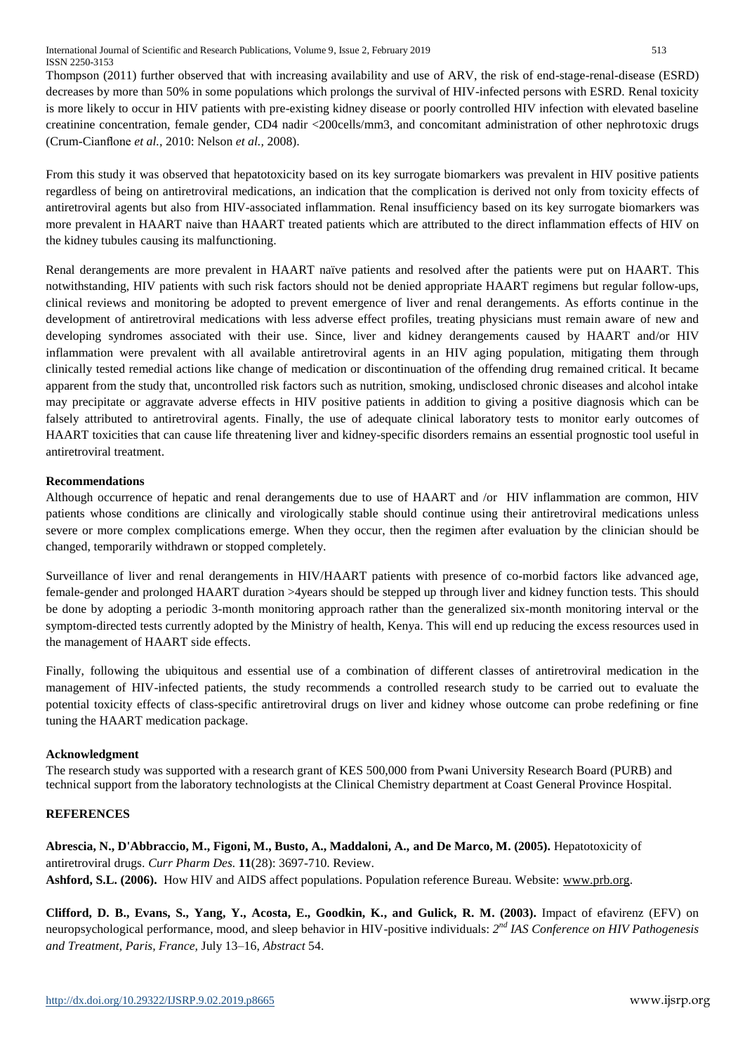Thompson (2011) further observed that with increasing availability and use of ARV, the risk of end-stage-renal-disease (ESRD) decreases by more than 50% in some populations which prolongs the survival of HIV-infected persons with ESRD. Renal toxicity is more likely to occur in HIV patients with pre-existing kidney disease or poorly controlled HIV infection with elevated baseline creatinine concentration, female gender, CD4 nadir <200cells/mm3, and concomitant administration of other nephrotoxic drugs (Crum-Cianflone *et al.,* 2010: Nelson *et al.,* 2008).

From this study it was observed that hepatotoxicity based on its key surrogate biomarkers was prevalent in HIV positive patients regardless of being on antiretroviral medications, an indication that the complication is derived not only from toxicity effects of antiretroviral agents but also from HIV-associated inflammation. Renal insufficiency based on its key surrogate biomarkers was more prevalent in HAART naive than HAART treated patients which are attributed to the direct inflammation effects of HIV on the kidney tubules causing its malfunctioning.

Renal derangements are more prevalent in HAART naïve patients and resolved after the patients were put on HAART. This notwithstanding, HIV patients with such risk factors should not be denied appropriate HAART regimens but regular follow-ups, clinical reviews and monitoring be adopted to prevent emergence of liver and renal derangements. As efforts continue in the development of antiretroviral medications with less adverse effect profiles, treating physicians must remain aware of new and developing syndromes associated with their use. Since, liver and kidney derangements caused by HAART and/or HIV inflammation were prevalent with all available antiretroviral agents in an HIV aging population, mitigating them through clinically tested remedial actions like change of medication or discontinuation of the offending drug remained critical. It became apparent from the study that, uncontrolled risk factors such as nutrition, smoking, undisclosed chronic diseases and alcohol intake may precipitate or aggravate adverse effects in HIV positive patients in addition to giving a positive diagnosis which can be falsely attributed to antiretroviral agents. Finally, the use of adequate clinical laboratory tests to monitor early outcomes of HAART toxicities that can cause life threatening liver and kidney-specific disorders remains an essential prognostic tool useful in antiretroviral treatment.

## Recommendations

Although occurrence of hepatic and renal derangements due to use of HAART and /or HIV inflammation are common, HIV patients whose conditions are clinically and virologically stable should continue using their antiretroviral medications unless severe or more complex complications emerge. When they occur, then the regimen after evaluation by the clinician should be changed, temporarily withdrawn or stopped completely.

Surveillance of liver and renal derangements in HIV/HAART patients with presence of co-morbid factors like advanced age, female-gender and prolonged HAART duration >4years should be stepped up through liver and kidney function tests. This should be done by adopting a periodic 3-month monitoring approach rather than the generalized six-month monitoring interval or the symptom-directed tests currently adopted by the Ministry of health, Kenya. This will end up reducing the excess resources used in the management of HAART side effects.

Finally, following the ubiquitous and essential use of a combination of different classes of antiretroviral medication in the management of HIV-infected patients, the study recommends a controlled research study to be carried out to evaluate the potential toxicity effects of class-specific antiretroviral drugs on liver and kidney whose outcome can probe redefining or fine tuning the HAART medication package.

## Acknowledgment

The research study was supported with a research grant of KES 500,000 from Pwani University Research Board (PURB) and technical support from the laboratory technologists at the Clinical Chemistry department at Coast General Province Hospital.

## REFERENCES

**Abrescia, N., D'Abbraccio, M., Figoni, M., Busto, A., Maddaloni, A., and De Marco, M. (2005).** Hepatotoxicity of antiretroviral drugs. *Curr Pharm Des.* **11**(28): 3697-710. Review.

**Ashford, S.L. (2006).** How HIV and AIDS affect populations. Population reference Bureau. Website: www.prb.org.

**Clifford, D. B., Evans, S., Yang, Y., Acosta, E., Goodkin, K., and Gulick, R. M. (2003).** Impact of efavirenz (EFV) on neuropsychological performance, mood, and sleep behavior in HIV-positive individuals: *2nd IAS Conference on HIV Pathogenesis and Treatment, Paris, France,* July 13–16, *Abstract* 54.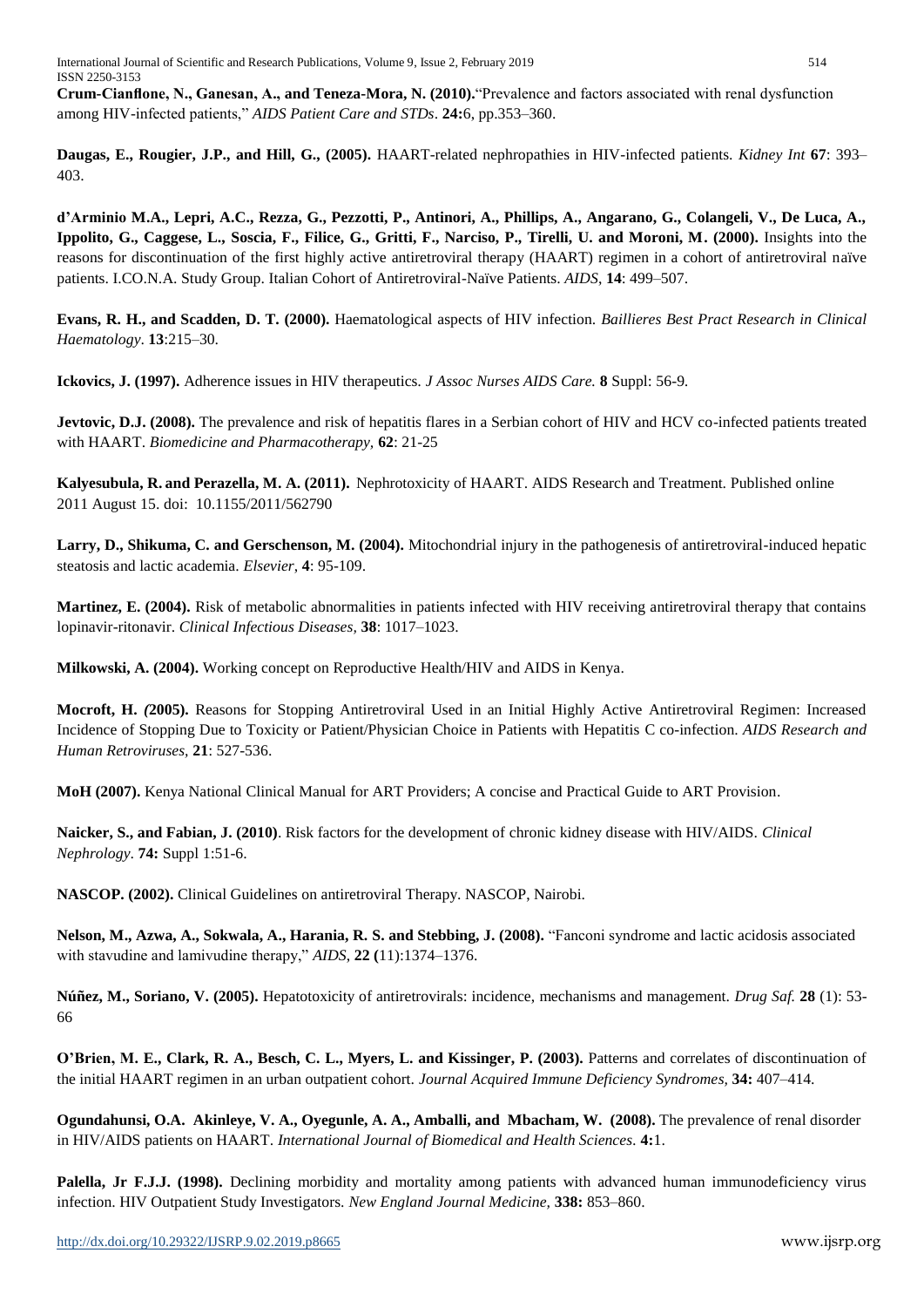**Crum-Cianflone, N., Ganesan, A., and Teneza-Mora, N. (2010).**"Prevalence and factors associated with renal dysfunction among HIV-infected patients," *AIDS Patient Care and STDs*. **24:**6, pp.353–360.

**Daugas, E., Rougier, J.P., and Hill, G., (2005).** HAART-related nephropathies in HIV-infected patients. *Kidney Int* **67**: 393–403.

**d'Arminio M.A., Lepri, A.C., Rezza, G., Pezzotti, P., Antinori, A., Phillips, A., Angarano, G., Colangeli, V., De Luca, A., Ippolito, G., Caggese, L., Soscia, F., Filice, G., Gritti, F., Narciso, P., Tirelli, U. and Moroni, M. (2000).** Insights into the reasons for discontinuation of the first highly active antiretroviral therapy (HAART) regimen in a cohort of antiretroviral naïve patients. I.CO.N.A. Study Group. Italian Cohort of Antiretroviral-Naïve Patients. *AIDS*, **14**: 499–507.

**Evans, R. H., and Scadden, D. T. (2000).** Haematological aspects of HIV infection. *Baillieres Best Pract Research in Clinical Haematology*. **13**:215–30.

**Ickovics, J. (1997).** Adherence issues in HIV therapeutics. *J Assoc Nurses AIDS Care.* **8** Suppl: 56-9.

**Jevtovic, D.J. (2008).** The prevalence and risk of hepatitis flares in a Serbian cohort of HIV and HCV co-infected patients treated with HAART. *Biomedicine and Pharmacotherapy,* **62**: 21-25

**Kalyesubula, R. and Perazella, M. A. (2011).** Nephrotoxicity of HAART. AIDS Research and Treatment. Published online 2011 August 15. doi: 10.1155/2011/562790

**Larry, D., Shikuma, C. and Gerschenson, M. (2004).** Mitochondrial injury in the pathogenesis of antiretroviral-induced hepatic steatosis and lactic academia. *Elsevier*, **4**: 95-109.

**Martinez, E. (2004).** Risk of metabolic abnormalities in patients infected with HIV receiving antiretroviral therapy that contains lopinavir-ritonavir. *Clinical Infectious Diseases,* **38**: 1017–1023.

**Milkowski, A. (2004).** Working concept on Reproductive Health/HIV and AIDS in Kenya.

**Mocroft, H. (2005).** Reasons for Stopping Antiretroviral Used in an Initial Highly Active Antiretroviral Regimen: Increased Incidence of Stopping Due to Toxicity or Patient/Physician Choice in Patients with Hepatitis C co-infection. *AIDS Research and Human Retroviruses,* **21**: 527-536.

**MoH (2007).** Kenya National Clinical Manual for ART Providers; A concise and Practical Guide to ART Provision.

**Naicker, S., and Fabian, J. (2010)**. Risk factors for the development of chronic kidney disease with HIV/AIDS. *Clinical Nephrology*. **74:** Suppl 1:51-6.

**NASCOP. (2002).** Clinical Guidelines on antiretroviral Therapy. NASCOP, Nairobi.

**Nelson, M., Azwa, A., Sokwala, A., Harania, R. S. and Stebbing, J. (2008).** "Fanconi syndrome and lactic acidosis associated with stavudine and lamivudine therapy," *AIDS*, **22 (**11):1374–1376.

**Núñez, M., Soriano, V. (2005).** Hepatotoxicity of antiretrovirals: incidence, mechanisms and management. *Drug Saf.* **28** (1): 53-66

**O'Brien, M. E., Clark, R. A., Besch, C. L., Myers, L. and Kissinger, P. (2003).** Patterns and correlates of discontinuation of the initial HAART regimen in an urban outpatient cohort. *Journal Acquired Immune Deficiency Syndromes,* **34:** 407–414.

**Ogundahunsi, O.A. Akinleye, V. A., Oyegunle, A. A., Amballi, and Mbacham, W. (2008).** The prevalence of renal disorder in HIV/AIDS patients on HAART. *International Journal of Biomedical and Health Sciences.* **4:**1.

**Palella, Jr F.J.J. (1998).** Declining morbidity and mortality among patients with advanced human immunodeficiency virus infection. HIV Outpatient Study Investigators. *New England Journal Medicine,* **338:** 853–860.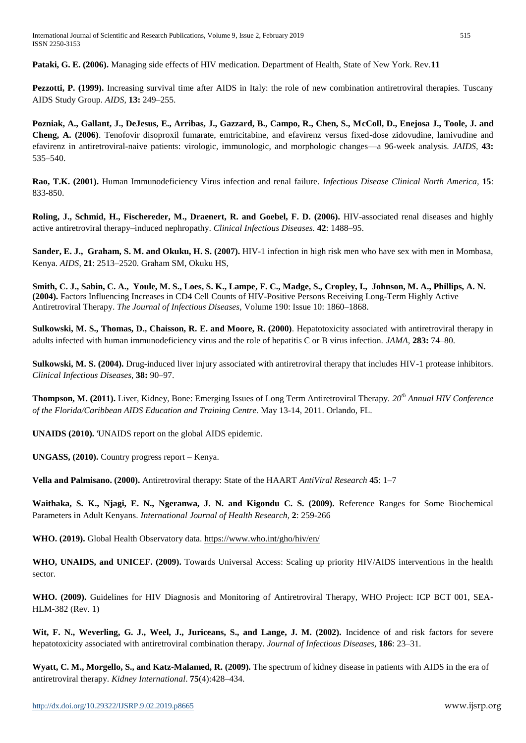**Pataki, G. E. (2006).** Managing side effects of HIV medication. Department of Health, State of New York. Rev.**11**

**Pezzotti, P. (1999).** Increasing survival time after AIDS in Italy: the role of new combination antiretroviral therapies. Tuscany AIDS Study Group. *AIDS,* **13:** 249–255.

**Pozniak, A., Gallant, J., DeJesus, E., Arribas, J., Gazzard, B., Campo, R., Chen, S., McColl, D., Enejosa J., Toole, J. and Cheng, A. (2006)**. Tenofovir disoproxil fumarate, emtricitabine, and efavirenz versus fixed-dose zidovudine, lamivudine and efavirenz in antiretroviral-naive patients: virologic, immunologic, and morphologic changes—a 96-week analysis. *JAIDS,* **43:** 535–540.

**Rao, T.K. (2001).** Human Immunodeficiency Virus infection and renal failure. *Infectious Disease Clinical North America,* **15**: 833-850.

**Roling, J., Schmid, H., Fischereder, M., Draenert, R. and Goebel, F. D. (2006).** HIV-associated renal diseases and highly active antiretroviral therapy–induced nephropathy. *Clinical Infectious Diseases.* **42**: 1488–95.

**Sander, E. J., Graham, S. M. and Okuku, H. S. (2007).** HIV-1 infection in high risk men who have sex with men in Mombasa, Kenya. *AIDS*, **21**: 2513–2520. Graham SM, Okuku HS,

**Smith, C. J., Sabin, C. A., Youle, M. S., Loes, S. K., Lampe, F. C., Madge, S., Cropley, I., Johnson, M. A., Phillips, A. N. (2004).** Factors Influencing Increases in CD4 Cell Counts of HIV-Positive Persons Receiving Long-Term Highly Active Antiretroviral Therapy. *The Journal of Infectious Diseases*, Volume 190: Issue 10: 1860–1868.

**Sulkowski, M. S., Thomas, D., Chaisson, R. E. and Moore, R. (2000)**. Hepatotoxicity associated with antiretroviral therapy in adults infected with human immunodeficiency virus and the role of hepatitis C or B virus infection. *JAMA,* **283:** 74–80.

**Sulkowski, M. S. (2004).** Drug-induced liver injury associated with antiretroviral therapy that includes HIV-1 protease inhibitors. *Clinical Infectious Diseases,* **38:** 90–97.

**Thompson, M. (2011).** Liver, Kidney, Bone: Emerging Issues of Long Term Antiretroviral Therapy. *20th Annual HIV Conference of the Florida/Caribbean AIDS Education and Training Centre.* May 13-14, 2011. Orlando, FL.

**UNAIDS (2010).** 'UNAIDS report on the global AIDS epidemic.

**UNGASS, (2010).** Country progress report – Kenya.

**Vella and Palmisano. (2000).** Antiretroviral therapy: State of the HAART *AntiViral Research* **45**: 1–7

**Waithaka, S. K., Njagi, E. N., Ngeranwa, J. N. and Kigondu C. S. (2009).** Reference Ranges for Some Biochemical Parameters in Adult Kenyans. *International Journal of Health Research,* **2**: 259-266

**WHO. (2019).** Global Health Observatory data. https://www.who.int/gho/hiv/en/

**WHO, UNAIDS, and UNICEF. (2009).** Towards Universal Access: Scaling up priority HIV/AIDS interventions in the health sector.

**WHO. (2009).** Guidelines for HIV Diagnosis and Monitoring of Antiretroviral Therapy, WHO Project: ICP BCT 001, SEA-HLM-382 (Rev. 1)

**Wit, F. N., Weverling, G. J., Weel, J., Juriceans, S., and Lange, J. M. (2002).** Incidence of and risk factors for severe hepatotoxicity associated with antiretroviral combination therapy. *Journal of Infectious Diseases,* **186**: 23–31.

**Wyatt, C. M., Morgello, S., and Katz-Malamed, R. (2009).** The spectrum of kidney disease in patients with AIDS in the era of antiretroviral therapy. *Kidney International*. **75**(4):428–434.